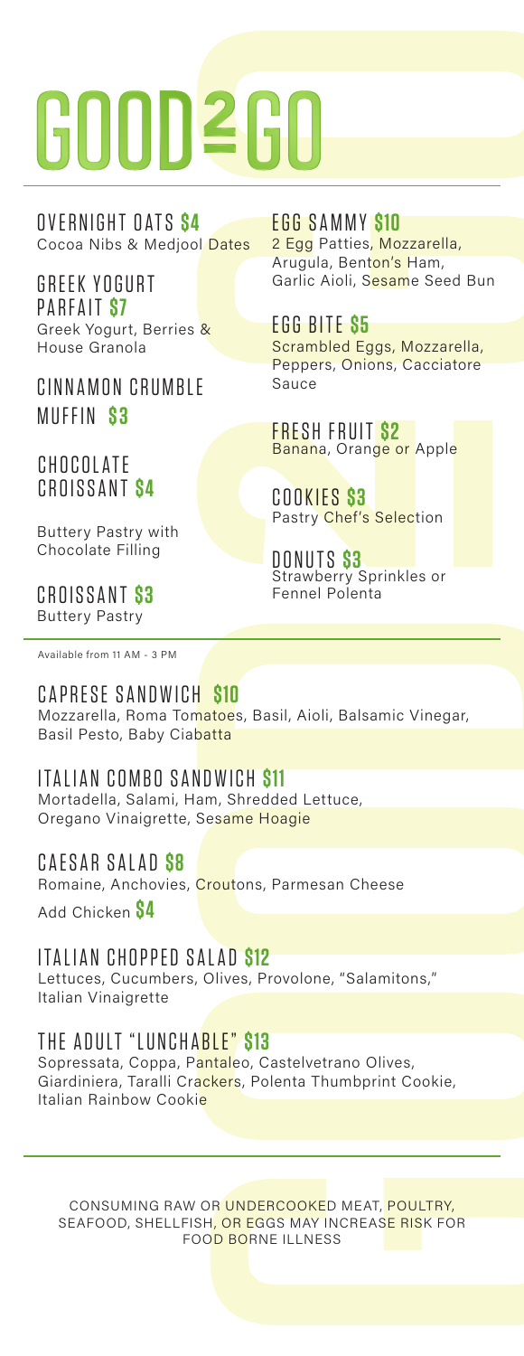# GOOD2GO

## OVERNIGHT OATS **$4**
Cocoa Nibs & Medjool Dates

## GREEK YOGURT PARFAIT **$7**
Greek Yogurt, Berries & House Granola

## CINNAMON CRUMBLE MUFFIN **$3**

## CHOCOLATE CROISSANT **$4**
Buttery Pastry with Chocolate Filling

## CROISSANT **$3**
Buttery Pastry

## EGG SAMMY **$10**
2 Egg Patties, Mozzarella, Arugula, Benton's Ham, Garlic Aioli, Sesame Seed Bun

## EGG BITE **$5**
Scrambled Eggs, Mozzarella, Peppers, Onions, Cacciatore Sauce

## FRESH FRUIT **$2**
Banana, Orange or Apple

## COOKIES **$3**
Pastry Chef's Selection

## DONUTS **$3**
Strawberry Sprinkles or Fennel Polenta

---

Available from 11 AM - 3 PM

## CAPRESE SANDWICH **$10**
Mozzarella, Roma Tomatoes, Basil, Aioli, Balsamic Vinegar, Basil Pesto, Baby Ciabatta

## ITALIAN COMBO SANDWICH **$11**
Mortadella, Salami, Ham, Shredded Lettuce, Oregano Vinaigrette, Sesame Hoagie

## CAESAR SALAD **$8**
Romaine, Anchovies, Croutons, Parmesan Cheese

Add Chicken **$4**

## ITALIAN CHOPPED SALAD **$12**
Lettuces, Cucumbers, Olives, Provolone, "Salamitons," Italian Vinaigrette

## THE ADULT "LUNCHABLE" **$13**
Sopressata, Coppa, Pantaleo, Castelvetrano Olives, Giardiniera, Taralli Crackers, Polenta Thumbprint Cookie, Italian Rainbow Cookie

---

CONSUMING RAW OR UNDERCOOKED MEAT, POULTRY, SEAFOOD, SHELLFISH, OR EGGS MAY INCREASE RISK FOR FOOD BORNE ILLNESS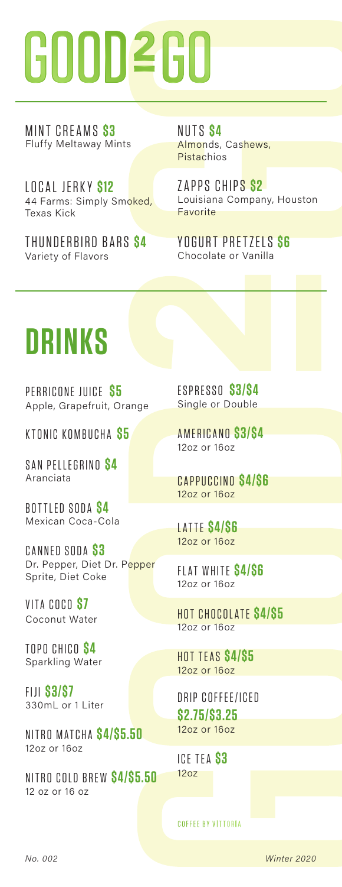# GOOD2GO

MINT CREAMS **$3**
Fluffy Meltaway Mints

LOCAL JERKY **$12**
44 Farms: Simply Smoked, Texas Kick

THUNDERBIRD BARS **$4**
Variety of Flavors

NUTS **$4**
Almonds, Cashews, Pistachios

ZAPPS CHIPS **$2**
Louisiana Company, Houston Favorite

YOGURT PRETZELS **$6**
Chocolate or Vanilla

# DRINKS

PERRICONE JUICE **$5**
Apple, Grapefruit, Orange

KTONIC KOMBUCHA **$5**

SAN PELLEGRINO **$4**
Aranciata

BOTTLED SODA **$4**
Mexican Coca-Cola

CANNED SODA **$3**
Dr. Pepper, Diet Dr. Pepper
Sprite, Diet Coke

VITA COCO **$7**
Coconut Water

TOPO CHICO **$4**
Sparkling Water

FIJI **$3/$7**
330mL or 1 Liter

NITRO MATCHA **$4/$5.50**
12oz or 16oz

NITRO COLD BREW **$4/$5.50**
12 oz or 16 oz

ESPRESSO **$3/$4**
Single or Double

AMERICANO **$3/$4**
12oz or 16oz

CAPPUCCINO **$4/$6**
12oz or 16oz

LATTE **$4/$6**
12oz or 16oz

FLAT WHITE **$4/$6**
12oz or 16oz

HOT CHOCOLATE **$4/$5**
12oz or 16oz

HOT TEAS **$4/$5**
12oz or 16oz

DRIP COFFEE/ICED **$2.75/$3.25**
12oz or 16oz

ICE TEA **$3**
12oz

COFFEE BY VITTORIA

*No. 002* *Winter 2020*